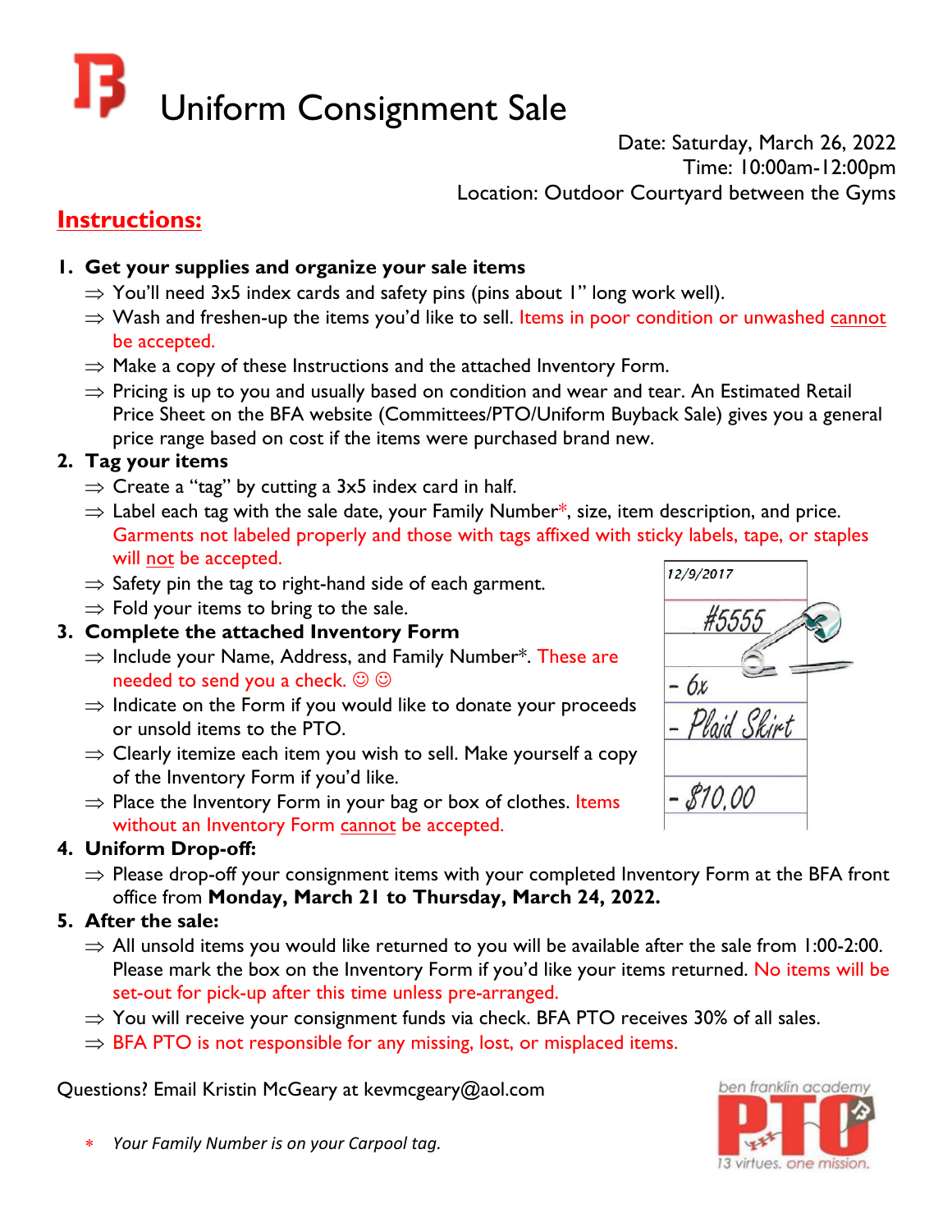# Uniform Consignment Sale

Date: Saturday, March 26, 2022
Time: 10:00am-12:00pm
Location: Outdoor Courtyard between the Gyms

## Instructions:

1. **Get your supplies and organize your sale items**
   - ⇒ You'll need 3x5 index cards and safety pins (pins about 1" long work well).
   - ⇒ Wash and freshen-up the items you'd like to sell. Items in poor condition or unwashed cannot be accepted.
   - ⇒ Make a copy of these Instructions and the attached Inventory Form.
   - ⇒ Pricing is up to you and usually based on condition and wear and tear. An Estimated Retail Price Sheet on the BFA website (Committees/PTO/Uniform Buyback Sale) gives you a general price range based on cost if the items were purchased brand new.
2. **Tag your items**
   - ⇒ Create a "tag" by cutting a 3x5 index card in half.
   - ⇒ Label each tag with the sale date, your Family Number*, size, item description, and price. Garments not labeled properly and those with tags affixed with sticky labels, tape, or staples will not be accepted.
   - ⇒ Safety pin the tag to right-hand side of each garment.
   - ⇒ Fold your items to bring to the sale.
3. **Complete the attached Inventory Form**
   - ⇒ Include your Name, Address, and Family Number*. These are needed to send you a check. ☺ ☺
   - ⇒ Indicate on the Form if you would like to donate your proceeds or unsold items to the PTO.
   - ⇒ Clearly itemize each item you wish to sell. Make yourself a copy of the Inventory Form if you'd like.
   - ⇒ Place the Inventory Form in your bag or box of clothes. Items without an Inventory Form cannot be accepted.
4. **Uniform Drop-off:**
   - ⇒ Please drop-off your consignment items with your completed Inventory Form at the BFA front office from **Monday, March 21 to Thursday, March 24, 2022.**
5. **After the sale:**
   - ⇒ All unsold items you would like returned to you will be available after the sale from 1:00-2:00. Please mark the box on the Inventory Form if you'd like your items returned. No items will be set-out for pick-up after this time unless pre-arranged.
   - ⇒ You will receive your consignment funds via check. BFA PTO receives 30% of all sales.
   - ⇒ BFA PTO is not responsible for any missing, lost, or misplaced items.

12/9/2017
#5555
- 6x
- Plaid Skirt
- $10.00

Questions? Email Kristin McGeary at kevmcgeary@aol.com

\* *Your Family Number is on your Carpool tag.*

ben franklin academy PTO — 13 virtues. one mission.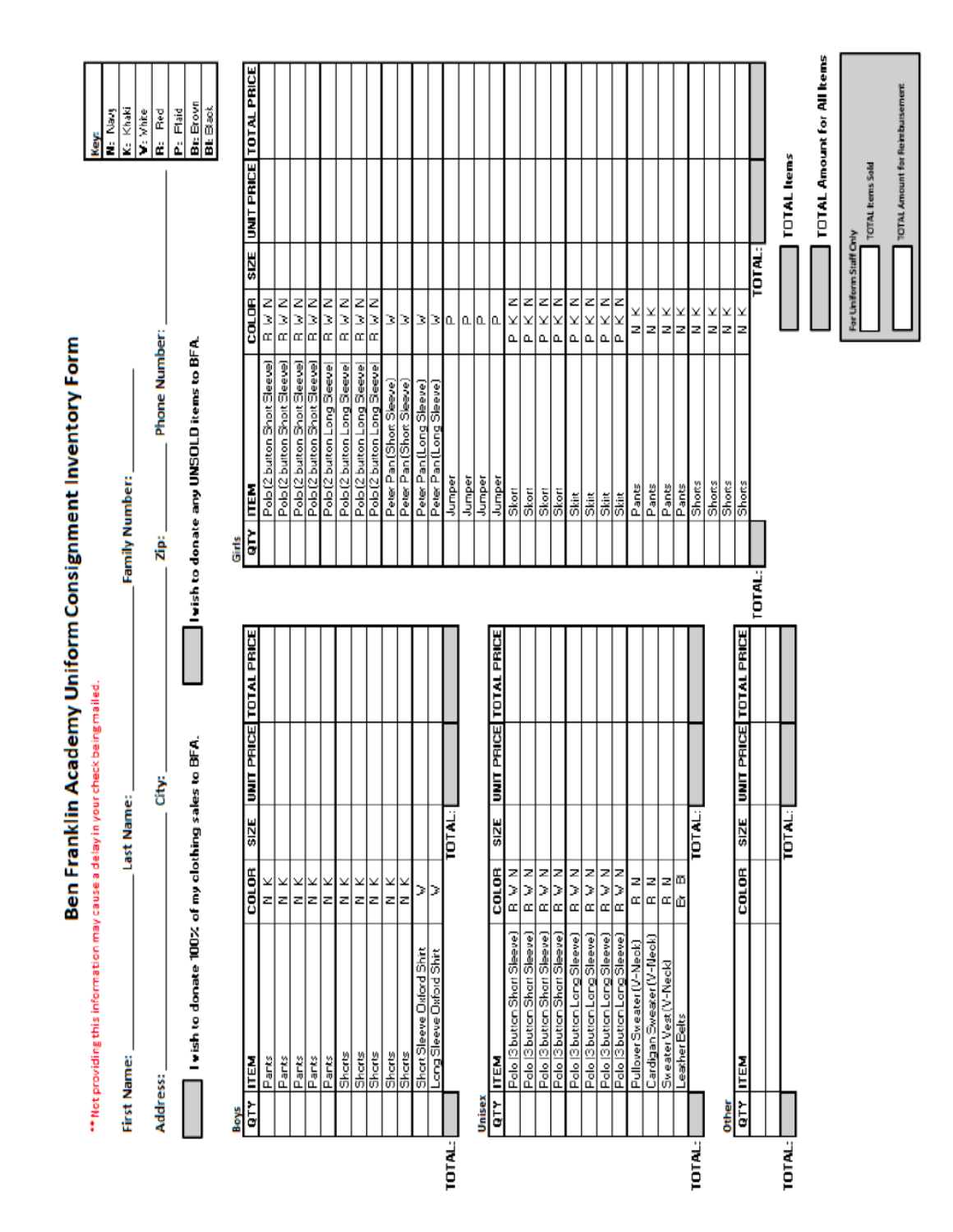# Ben Franklin Academy Uniform Consignment Inventory Form

**Not providing this information may cause a delay in your check being mailed.

First Name: ____________ Last Name: ____________ Family Number: ____________

Address: ____________ City: ____________ Zip: ____________ Phone Number: ____________

☐ I wish to donate 100% of my clothing sales to BFA.

☐ I wish to donate any UNSOLD items to BFA.

**Key:**
- N: Navy
- K: Khaki
- W: White
- R: Red
- P: Plaid
- Br: Brown
- Bl: Black

### Boys

| QTY | ITEM | COLOR | SIZE | UNIT PRICE | TOTAL PRICE |
|---|---|---|---|---|---|
| | Pants | N K | | | |
| | Pants | N K | | | |
| | Pants | N K | | | |
| | Pants | N K | | | |
| | Pants | N K | | | |
| | Shorts | N K | | | |
| | Shorts | N K | | | |
| | Shorts | N K | | | |
| | Shorts | N K | | | |
| | Shorts | N K | | | |
| | Short Sleeve Oxford Shirt | W | | | |
| | Long Sleeve Oxford Shirt | W | | | |
| TOTAL: | | | | TOTAL: | |

### Unisex

| QTY | ITEM | COLOR | SIZE | UNIT PRICE | TOTAL PRICE |
|---|---|---|---|---|---|
| | Polo (3 button Short Sleeve) | R W N | | | |
| | Polo (3 button Short Sleeve) | R W N | | | |
| | Polo (3 button Short Sleeve) | R W N | | | |
| | Polo (3 button Short Sleeve) | R W N | | | |
| | Polo (3 button Long Sleeve) | R W N | | | |
| | Polo (3 button Long Sleeve) | R W N | | | |
| | Polo (3 button Long Sleeve) | R W N | | | |
| | Polo (3 button Long Sleeve) | R W N | | | |
| | Pullover Sweater (V-Neck) | R N | | | |
| | Cardigan Sweater (V-Neck) | R N | | | |
| | Sweater Vest (V-Neck) | R N | | | |
| | Leather Belts | Br Bl | | | |
| TOTAL: | | | | TOTAL: | |

### Other

| QTY | ITEM | COLOR | SIZE | UNIT PRICE | TOTAL PRICE |
|---|---|---|---|---|---|
| | | | | | |
| | | | | | |
| TOTAL: | | | | TOTAL: | |

### Girls

| QTY | ITEM | COLOR | SIZE | UNIT PRICE | TOTAL PRICE |
|---|---|---|---|---|---|
| | Polo (2 button Short Sleeve) | R W N | | | |
| | Polo (2 button Short Sleeve) | R W N | | | |
| | Polo (2 button Short Sleeve) | R W N | | | |
| | Polo (2 button Short Sleeve) | R W N | | | |
| | Polo (2 button Long Sleeve) | R W N | | | |
| | Polo (2 button Long Sleeve) | R W N | | | |
| | Polo (2 button Long Sleeve) | R W N | | | |
| | Polo (2 button Long Sleeve) | R W N | | | |
| | Peter Pan (Short Sleeve) | W | | | |
| | Peter Pan (Short Sleeve) | W | | | |
| | Peter Pan (Long Sleeve) | W | | | |
| | Peter Pan (Long Sleeve) | W | | | |
| | Jumper | P | | | |
| | Jumper | P | | | |
| | Jumper | P | | | |
| | Skort | P K N | | | |
| | Skort | P K N | | | |
| | Skort | P K N | | | |
| | Skort | P K N | | | |
| | Skirt | P K N | | | |
| | Skirt | P K N | | | |
| | Skirt | P K N | | | |
| | Skirt | P K N | | | |
| | Pants | N K | | | |
| | Pants | N K | | | |
| | Pants | N K | | | |
| | Pants | N K | | | |
| | Shorts | N K | | | |
| | Shorts | N K | | | |
| | Shorts | N K | | | |
| | Shorts | N K | | | |
| TOTAL: | | | TOTAL: | | |

☐ TOTAL Items

☐ TOTAL Amount for All Items

**For Uniform Staff Only**

☐ TOTAL Items Sold

☐ TOTAL Amount for Reimbursement